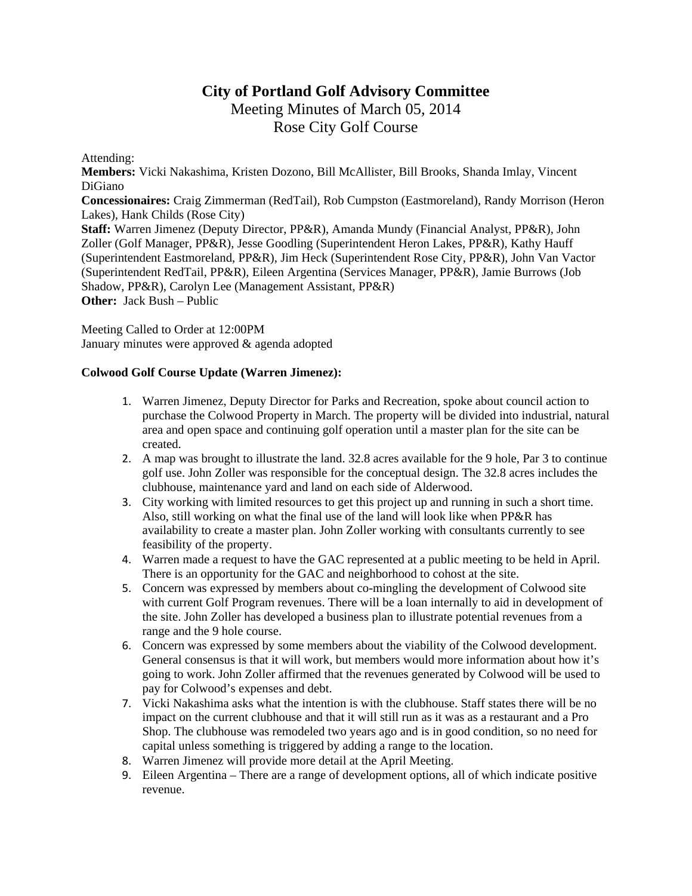# City of Portland Golf Advisory Committee

Meeting Minutes of March 05, 2014

Rose City Golf Course

Attending:

**Members:** Vicki Nakashima, Kristen Dozono, Bill McAllister, Bill Brooks, Shanda Imlay, Vincent DiGiano

**Concessionaires:** Craig Zimmerman (RedTail), Rob Cumpston (Eastmoreland), Randy Morrison (Heron Lakes), Hank Childs (Rose City)

**Staff:** Warren Jimenez (Deputy Director, PP&R), Amanda Mundy (Financial Analyst, PP&R), John Zoller (Golf Manager, PP&R), Jesse Goodling (Superintendent Heron Lakes, PP&R), Kathy Hauff (Superintendent Eastmoreland, PP&R), Jim Heck (Superintendent Rose City, PP&R), John Van Vactor (Superintendent RedTail, PP&R), Eileen Argentina (Services Manager, PP&R), Jamie Burrows (Job Shadow, PP&R), Carolyn Lee (Management Assistant, PP&R)

**Other:** Jack Bush – Public

Meeting Called to Order at 12:00PM

January minutes were approved & agenda adopted

**Colwood Golf Course Update (Warren Jimenez):**

1. Warren Jimenez, Deputy Director for Parks and Recreation, spoke about council action to purchase the Colwood Property in March. The property will be divided into industrial, natural area and open space and continuing golf operation until a master plan for the site can be created.
2. A map was brought to illustrate the land. 32.8 acres available for the 9 hole, Par 3 to continue golf use. John Zoller was responsible for the conceptual design. The 32.8 acres includes the clubhouse, maintenance yard and land on each side of Alderwood.
3. City working with limited resources to get this project up and running in such a short time. Also, still working on what the final use of the land will look like when PP&R has availability to create a master plan. John Zoller working with consultants currently to see feasibility of the property.
4. Warren made a request to have the GAC represented at a public meeting to be held in April. There is an opportunity for the GAC and neighborhood to cohost at the site.
5. Concern was expressed by members about co-mingling the development of Colwood site with current Golf Program revenues. There will be a loan internally to aid in development of the site. John Zoller has developed a business plan to illustrate potential revenues from a range and the 9 hole course.
6. Concern was expressed by some members about the viability of the Colwood development. General consensus is that it will work, but members would more information about how it's going to work. John Zoller affirmed that the revenues generated by Colwood will be used to pay for Colwood's expenses and debt.
7. Vicki Nakashima asks what the intention is with the clubhouse. Staff states there will be no impact on the current clubhouse and that it will still run as it was as a restaurant and a Pro Shop. The clubhouse was remodeled two years ago and is in good condition, so no need for capital unless something is triggered by adding a range to the location.
8. Warren Jimenez will provide more detail at the April Meeting.
9. Eileen Argentina – There are a range of development options, all of which indicate positive revenue.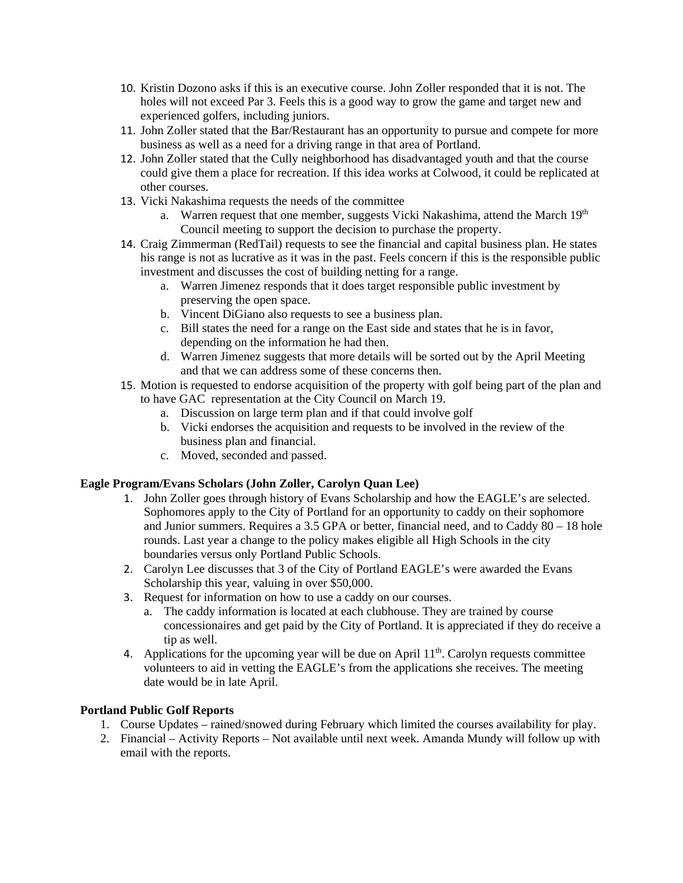10. Kristin Dozono asks if this is an executive course. John Zoller responded that it is not. The holes will not exceed Par 3. Feels this is a good way to grow the game and target new and experienced golfers, including juniors.
11. John Zoller stated that the Bar/Restaurant has an opportunity to pursue and compete for more business as well as a need for a driving range in that area of Portland.
12. John Zoller stated that the Cully neighborhood has disadvantaged youth and that the course could give them a place for recreation. If this idea works at Colwood, it could be replicated at other courses.
13. Vicki Nakashima requests the needs of the committee
    a. Warren request that one member, suggests Vicki Nakashima, attend the March 19th Council meeting to support the decision to purchase the property.
14. Craig Zimmerman (RedTail) requests to see the financial and capital business plan. He states his range is not as lucrative as it was in the past. Feels concern if this is the responsible public investment and discusses the cost of building netting for a range.
    a. Warren Jimenez responds that it does target responsible public investment by preserving the open space.
    b. Vincent DiGiano also requests to see a business plan.
    c. Bill states the need for a range on the East side and states that he is in favor, depending on the information he had then.
    d. Warren Jimenez suggests that more details will be sorted out by the April Meeting and that we can address some of these concerns then.
15. Motion is requested to endorse acquisition of the property with golf being part of the plan and to have GAC representation at the City Council on March 19.
    a. Discussion on large term plan and if that could involve golf
    b. Vicki endorses the acquisition and requests to be involved in the review of the business plan and financial.
    c. Moved, seconded and passed.

**Eagle Program/Evans Scholars (John Zoller, Carolyn Quan Lee)**

1. John Zoller goes through history of Evans Scholarship and how the EAGLE's are selected. Sophomores apply to the City of Portland for an opportunity to caddy on their sophomore and Junior summers. Requires a 3.5 GPA or better, financial need, and to Caddy 80 – 18 hole rounds. Last year a change to the policy makes eligible all High Schools in the city boundaries versus only Portland Public Schools.
2. Carolyn Lee discusses that 3 of the City of Portland EAGLE's were awarded the Evans Scholarship this year, valuing in over $50,000.
3. Request for information on how to use a caddy on our courses.
    a. The caddy information is located at each clubhouse. They are trained by course concessionaires and get paid by the City of Portland. It is appreciated if they do receive a tip as well.
4. Applications for the upcoming year will be due on April 11th. Carolyn requests committee volunteers to aid in vetting the EAGLE's from the applications she receives. The meeting date would be in late April.

**Portland Public Golf Reports**

1. Course Updates – rained/snowed during February which limited the courses availability for play.
2. Financial – Activity Reports – Not available until next week. Amanda Mundy will follow up with email with the reports.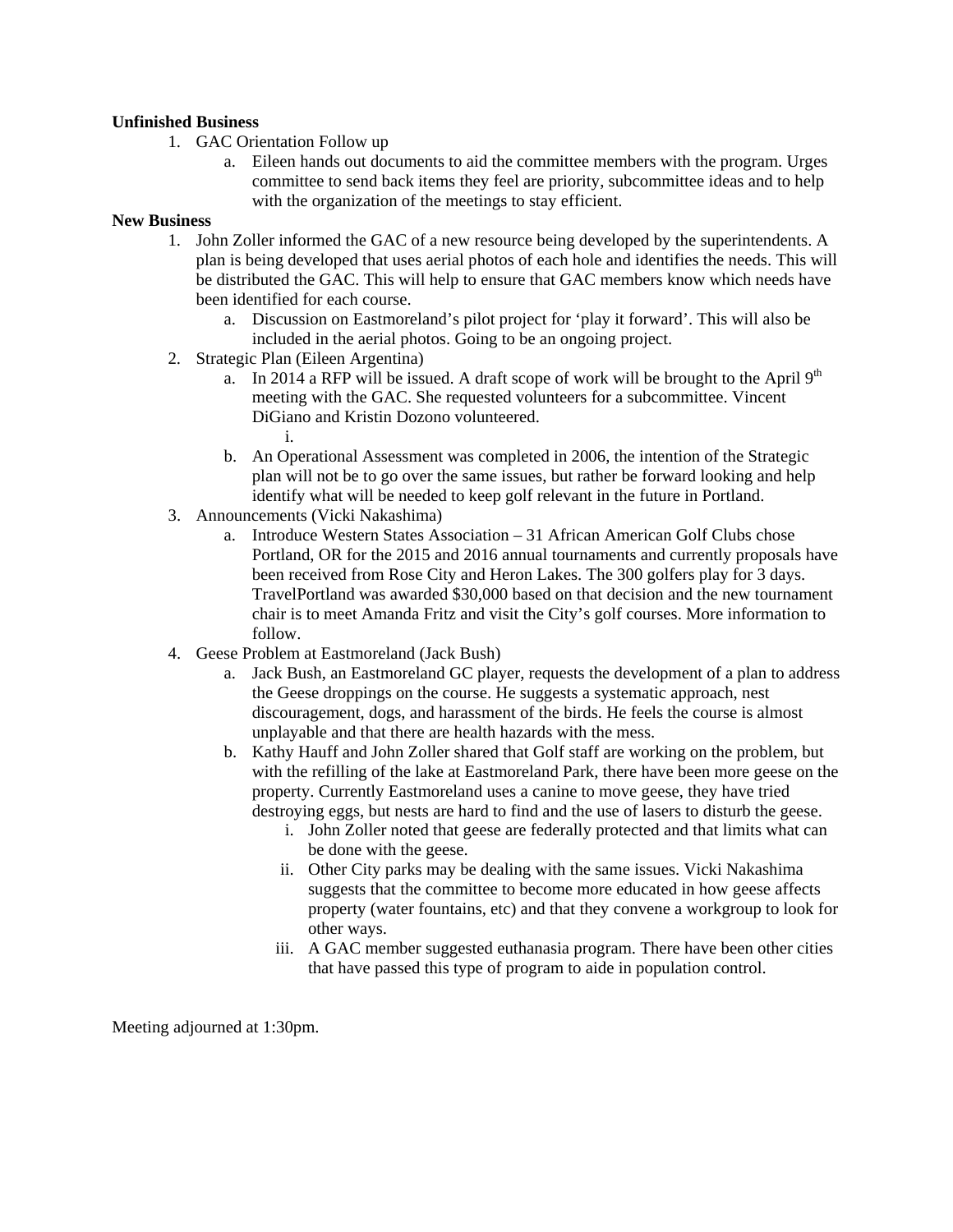**Unfinished Business**

1. GAC Orientation Follow up
    a. Eileen hands out documents to aid the committee members with the program. Urges committee to send back items they feel are priority, subcommittee ideas and to help with the organization of the meetings to stay efficient.

**New Business**

1. John Zoller informed the GAC of a new resource being developed by the superintendents. A plan is being developed that uses aerial photos of each hole and identifies the needs. This will be distributed the GAC. This will help to ensure that GAC members know which needs have been identified for each course.
    a. Discussion on Eastmoreland's pilot project for 'play it forward'. This will also be included in the aerial photos. Going to be an ongoing project.
2. Strategic Plan (Eileen Argentina)
    a. In 2014 a RFP will be issued. A draft scope of work will be brought to the April 9th meeting with the GAC. She requested volunteers for a subcommittee. Vincent DiGiano and Kristin Dozono volunteered.
        i.
    b. An Operational Assessment was completed in 2006, the intention of the Strategic plan will not be to go over the same issues, but rather be forward looking and help identify what will be needed to keep golf relevant in the future in Portland.
3. Announcements (Vicki Nakashima)
    a. Introduce Western States Association – 31 African American Golf Clubs chose Portland, OR for the 2015 and 2016 annual tournaments and currently proposals have been received from Rose City and Heron Lakes. The 300 golfers play for 3 days. TravelPortland was awarded $30,000 based on that decision and the new tournament chair is to meet Amanda Fritz and visit the City's golf courses. More information to follow.
4. Geese Problem at Eastmoreland (Jack Bush)
    a. Jack Bush, an Eastmoreland GC player, requests the development of a plan to address the Geese droppings on the course. He suggests a systematic approach, nest discouragement, dogs, and harassment of the birds. He feels the course is almost unplayable and that there are health hazards with the mess.
    b. Kathy Hauff and John Zoller shared that Golf staff are working on the problem, but with the refilling of the lake at Eastmoreland Park, there have been more geese on the property. Currently Eastmoreland uses a canine to move geese, they have tried destroying eggs, but nests are hard to find and the use of lasers to disturb the geese.
        i. John Zoller noted that geese are federally protected and that limits what can be done with the geese.
        ii. Other City parks may be dealing with the same issues. Vicki Nakashima suggests that the committee to become more educated in how geese affects property (water fountains, etc) and that they convene a workgroup to look for other ways.
        iii. A GAC member suggested euthanasia program. There have been other cities that have passed this type of program to aide in population control.

Meeting adjourned at 1:30pm.